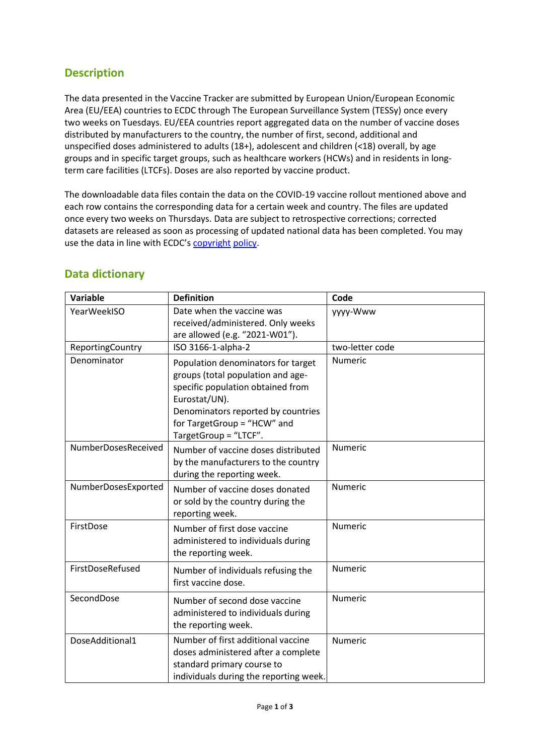## Description

The data presented in the Vaccine Tracker are submitted by European Union/European Economic Area (EU/EEA) countries to ECDC through The European Surveillance System (TESSy) once every two weeks on Tuesdays. EU/EEA countries report aggregated data on the number of vaccine doses distributed by manufacturers to the country, the number of first, second, additional and unspecified doses administered to adults (18+), adolescent and children (<18) overall, by age groups and in specific target groups, such as healthcare workers (HCWs) and in residents in long-term care facilities (LTCFs). Doses are also reported by vaccine product.

The downloadable data files contain the data on the COVID-19 vaccine rollout mentioned above and each row contains the corresponding data for a certain week and country. The files are updated once every two weeks on Thursdays. Data are subject to retrospective corrections; corrected datasets are released as soon as processing of updated national data has been completed. You may use the data in line with ECDC's copyright policy.

## Data dictionary

| Variable | Definition | Code |
|---|---|---|
| YearWeekISO | Date when the vaccine was received/administered. Only weeks are allowed (e.g. "2021-W01"). | yyyy-Www |
| ReportingCountry | ISO 3166-1-alpha-2 | two-letter code |
| Denominator | Population denominators for target groups (total population and age-specific population obtained from Eurostat/UN). Denominators reported by countries for TargetGroup = "HCW" and TargetGroup = "LTCF". | Numeric |
| NumberDosesReceived | Number of vaccine doses distributed by the manufacturers to the country during the reporting week. | Numeric |
| NumberDosesExported | Number of vaccine doses donated or sold by the country during the reporting week. | Numeric |
| FirstDose | Number of first dose vaccine administered to individuals during the reporting week. | Numeric |
| FirstDoseRefused | Number of individuals refusing the first vaccine dose. | Numeric |
| SecondDose | Number of second dose vaccine administered to individuals during the reporting week. | Numeric |
| DoseAdditional1 | Number of first additional vaccine doses administered after a complete standard primary course to individuals during the reporting week. | Numeric |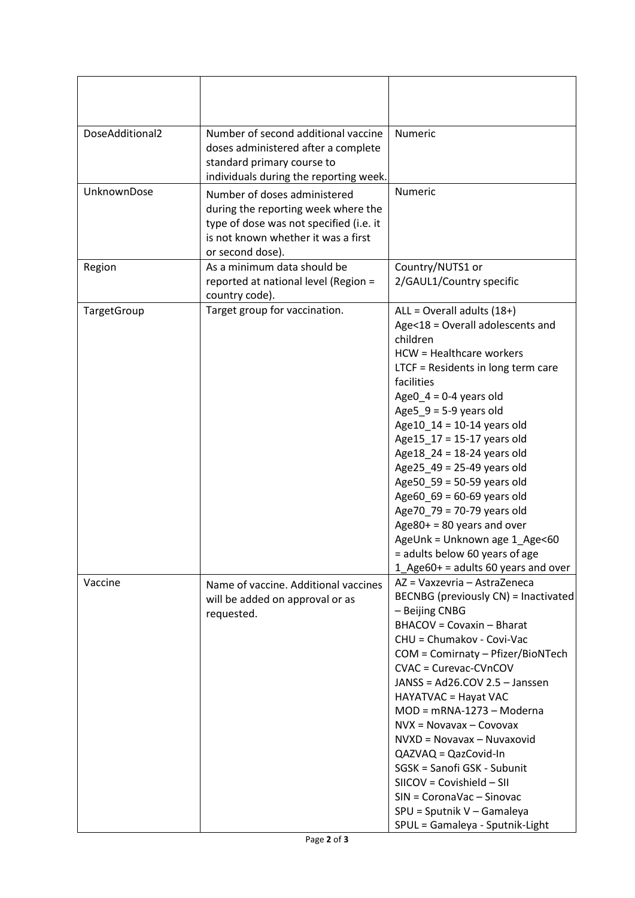| | | |
|---|---|---|
| DoseAdditional2 | Number of second additional vaccine doses administered after a complete standard primary course to individuals during the reporting week. | Numeric |
| UnknownDose | Number of doses administered during the reporting week where the type of dose was not specified (i.e. it is not known whether it was a first or second dose). | Numeric |
| Region | As a minimum data should be reported at national level (Region = country code). | Country/NUTS1 or 2/GAUL1/Country specific |
| TargetGroup | Target group for vaccination. | ALL = Overall adults (18+)<br>Age<18 = Overall adolescents and children<br>HCW = Healthcare workers<br>LTCF = Residents in long term care facilities<br>Age0_4 = 0-4 years old<br>Age5_9 = 5-9 years old<br>Age10_14 = 10-14 years old<br>Age15_17 = 15-17 years old<br>Age18_24 = 18-24 years old<br>Age25_49 = 25-49 years old<br>Age50_59 = 50-59 years old<br>Age60_69 = 60-69 years old<br>Age70_79 = 70-79 years old<br>Age80+ = 80 years and over<br>AgeUnk = Unknown age 1_Age<60 = adults below 60 years of age<br>1_Age60+ = adults 60 years and over |
| Vaccine | Name of vaccine. Additional vaccines will be added on approval or as requested. | AZ = Vaxzevria – AstraZeneca<br>BECNBG (previously CN) = Inactivated – Beijing CNBG<br>BHACOV = Covaxin – Bharat<br>CHU = Chumakov - Covi-Vac<br>COM = Comirnaty – Pfizer/BioNTech<br>CVAC = Curevac-CVnCOV<br>JANSS = Ad26.COV 2.5 – Janssen<br>HAYATVAC = Hayat VAC<br>MOD = mRNA-1273 – Moderna<br>NVX = Novavax – Covovax<br>NVXD = Novavax – Nuvaxovid<br>QAZVAQ = QazCovid-In<br>SGSK = Sanofi GSK - Subunit<br>SIICOV = Covishield – SII<br>SIN = CoronaVac – Sinovac<br>SPU = Sputnik V – Gamaleya<br>SPUL = Gamaleya - Sputnik-Light |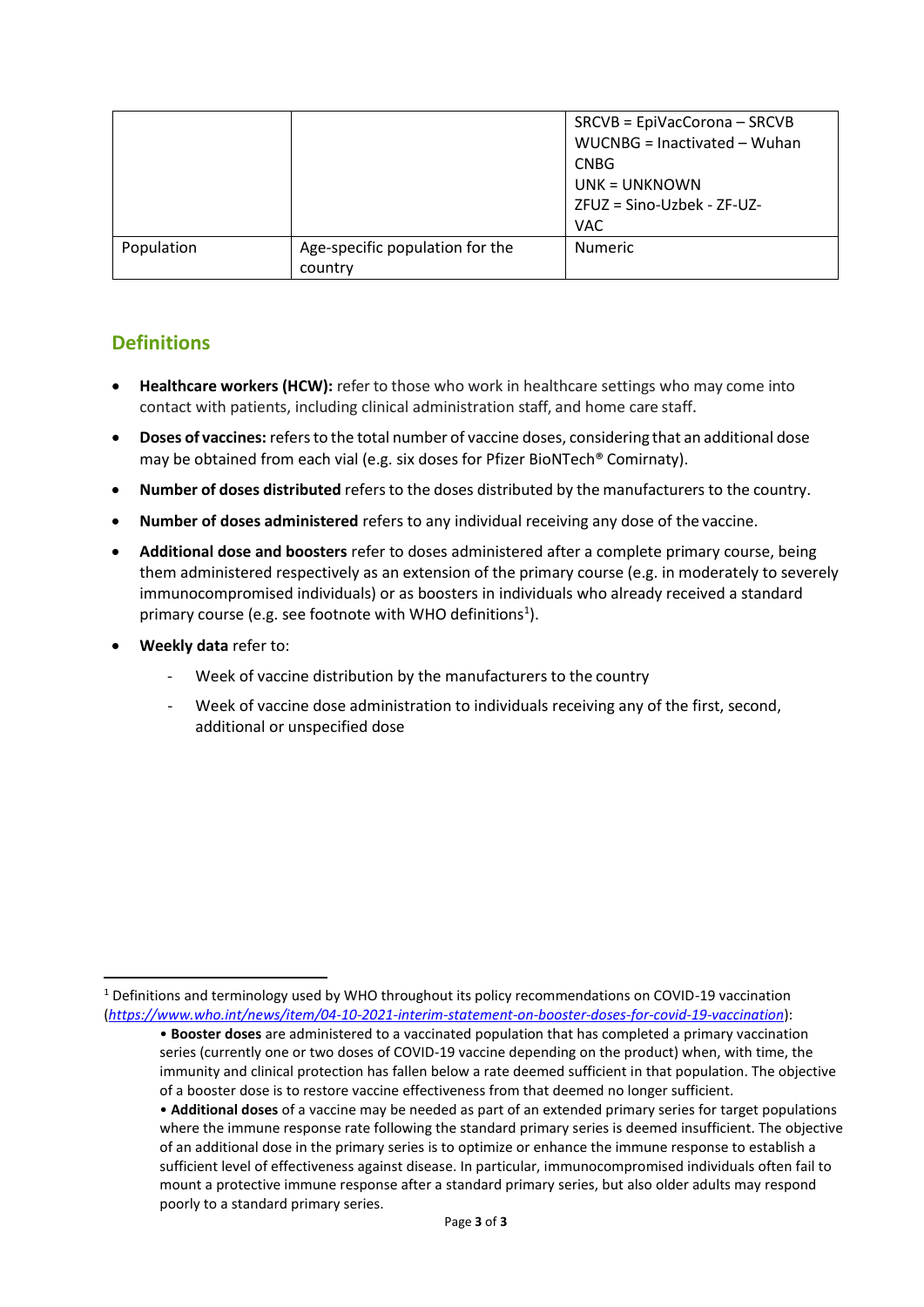| | | |
|---|---|---|
| | | SRCVB = EpiVacCorona – SRCVB<br>WUCNBG = Inactivated – Wuhan CNBG<br>UNK = UNKNOWN<br>ZFUZ = Sino-Uzbek - ZF-UZ-VAC |
| Population | Age-specific population for the country | Numeric |

## Definitions

- **Healthcare workers (HCW):** refer to those who work in healthcare settings who may come into contact with patients, including clinical administration staff, and home care staff.
- **Doses of vaccines:** refers to the total number of vaccine doses, considering that an additional dose may be obtained from each vial (e.g. six doses for Pfizer BioNTech® Comirnaty).
- **Number of doses distributed** refers to the doses distributed by the manufacturers to the country.
- **Number of doses administered** refers to any individual receiving any dose of the vaccine.
- **Additional dose and boosters** refer to doses administered after a complete primary course, being them administered respectively as an extension of the primary course (e.g. in moderately to severely immunocompromised individuals) or as boosters in individuals who already received a standard primary course (e.g. see footnote with WHO definitions[1]).
- **Weekly data** refer to:
    - Week of vaccine distribution by the manufacturers to the country
    - Week of vaccine dose administration to individuals receiving any of the first, second, additional or unspecified dose

[1] Definitions and terminology used by WHO throughout its policy recommendations on COVID-19 vaccination (*https://www.who.int/news/item/04-10-2021-interim-statement-on-booster-doses-for-covid-19-vaccination*):

- **Booster doses** are administered to a vaccinated population that has completed a primary vaccination series (currently one or two doses of COVID-19 vaccine depending on the product) when, with time, the immunity and clinical protection has fallen below a rate deemed sufficient in that population. The objective of a booster dose is to restore vaccine effectiveness from that deemed no longer sufficient.
- **Additional doses** of a vaccine may be needed as part of an extended primary series for target populations where the immune response rate following the standard primary series is deemed insufficient. The objective of an additional dose in the primary series is to optimize or enhance the immune response to establish a sufficient level of effectiveness against disease. In particular, immunocompromised individuals often fail to mount a protective immune response after a standard primary series, but also older adults may respond poorly to a standard primary series.